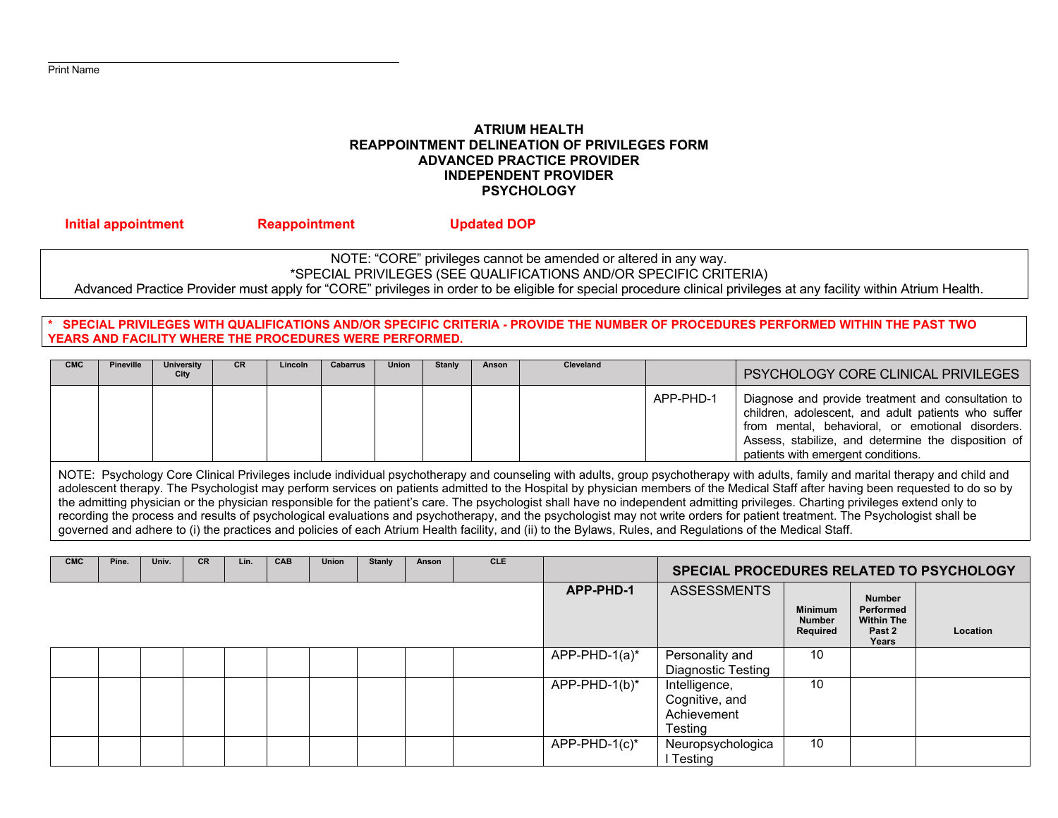Print Name

# ATRIUM HEALTH
## REAPPOINTMENT DELINEATION OF PRIVILEGES FORM
## ADVANCED PRACTICE PROVIDER
## INDEPENDENT PROVIDER
## PSYCHOLOGY

**Initial appointment** **Reappointment** **Updated DOP**

NOTE: "CORE" privileges cannot be amended or altered in any way.
*SPECIAL PRIVILEGES (SEE QUALIFICATIONS AND/OR SPECIFIC CRITERIA)
Advanced Practice Provider must apply for "CORE" privileges in order to be eligible for special procedure clinical privileges at any facility within Atrium Health.

**\* SPECIAL PRIVILEGES WITH QUALIFICATIONS AND/OR SPECIFIC CRITERIA - PROVIDE THE NUMBER OF PROCEDURES PERFORMED WITHIN THE PAST TWO YEARS AND FACILITY WHERE THE PROCEDURES WERE PERFORMED.**

| CMC | Pineville | University City | CR | Lincoln | Cabarrus | Union | Stanly | Anson | Cleveland | | PSYCHOLOGY CORE CLINICAL PRIVILEGES |
|---|---|---|---|---|---|---|---|---|---|---|---|
| | | | | | | | | | | APP-PHD-1 | Diagnose and provide treatment and consultation to children, adolescent, and adult patients who suffer from mental, behavioral, or emotional disorders. Assess, stabilize, and determine the disposition of patients with emergent conditions. |

NOTE: Psychology Core Clinical Privileges include individual psychotherapy and counseling with adults, group psychotherapy with adults, family and marital therapy and child and adolescent therapy. The Psychologist may perform services on patients admitted to the Hospital by physician members of the Medical Staff after having been requested to do so by the admitting physician or the physician responsible for the patient's care. The psychologist shall have no independent admitting privileges. Charting privileges extend only to recording the process and results of psychological evaluations and psychotherapy, and the psychologist may not write orders for patient treatment. The Psychologist shall be governed and adhere to (i) the practices and policies of each Atrium Health facility, and (ii) to the Bylaws, Rules, and Regulations of the Medical Staff.

| CMC | Pine. | Univ. | CR | Lin. | CAB | Union | Stanly | Anson | CLE | | SPECIAL PROCEDURES RELATED TO PSYCHOLOGY | | | |
|---|---|---|---|---|---|---|---|---|---|---|---|---|---|---|
| | | | | | | | | | | **APP-PHD-1** | ASSESSMENTS | **Minimum Number Required** | **Number Performed Within The Past 2 Years** | **Location** |
| | | | | | | | | | | APP-PHD-1(a)* | Personality and Diagnostic Testing | 10 | | |
| | | | | | | | | | | APP-PHD-1(b)* | Intelligence, Cognitive, and Achievement Testing | 10 | | |
| | | | | | | | | | | APP-PHD-1(c)* | Neuropsychological Testing | 10 | | |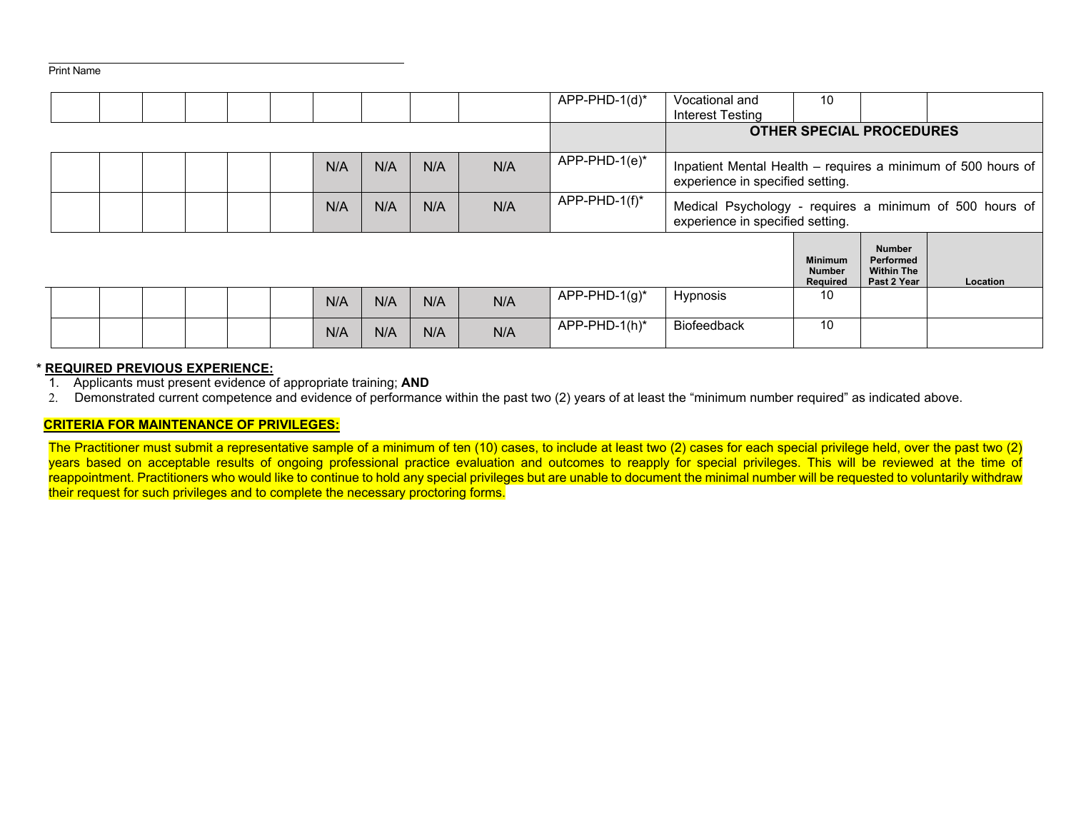Print Name

| | | | | | | | | | | | | | | |
|---|---|---|---|---|---|---|---|---|---|---|---|---|---|---|
| | | | | | | | | | | APP-PHD-1(d)* | Vocational and Interest Testing | 10 | | |
| | | | | | | | | | | | **OTHER SPECIAL PROCEDURES** | | | |
| | | | | | | N/A | N/A | N/A | N/A | APP-PHD-1(e)* | Inpatient Mental Health – requires a minimum of 500 hours of experience in specified setting. | | | |
| | | | | | | N/A | N/A | N/A | N/A | APP-PHD-1(f)* | Medical Psychology - requires a minimum of 500 hours of experience in specified setting. | | | |
| | | | | | | | | | | | | **Minimum Number Required** | **Number Performed Within The Past 2 Year** | **Location** |
| | | | | | | N/A | N/A | N/A | N/A | APP-PHD-1(g)* | Hypnosis | 10 | | |
| | | | | | | N/A | N/A | N/A | N/A | APP-PHD-1(h)* | Biofeedback | 10 | | |

\* **REQUIRED PREVIOUS EXPERIENCE:**

1. Applicants must present evidence of appropriate training; **AND**
2. Demonstrated current competence and evidence of performance within the past two (2) years of at least the "minimum number required" as indicated above.

**CRITERIA FOR MAINTENANCE OF PRIVILEGES:**

The Practitioner must submit a representative sample of a minimum of ten (10) cases, to include at least two (2) cases for each special privilege held, over the past two (2) years based on acceptable results of ongoing professional practice evaluation and outcomes to reapply for special privileges. This will be reviewed at the time of reappointment. Practitioners who would like to continue to hold any special privileges but are unable to document the minimal number will be requested to voluntarily withdraw their request for such privileges and to complete the necessary proctoring forms.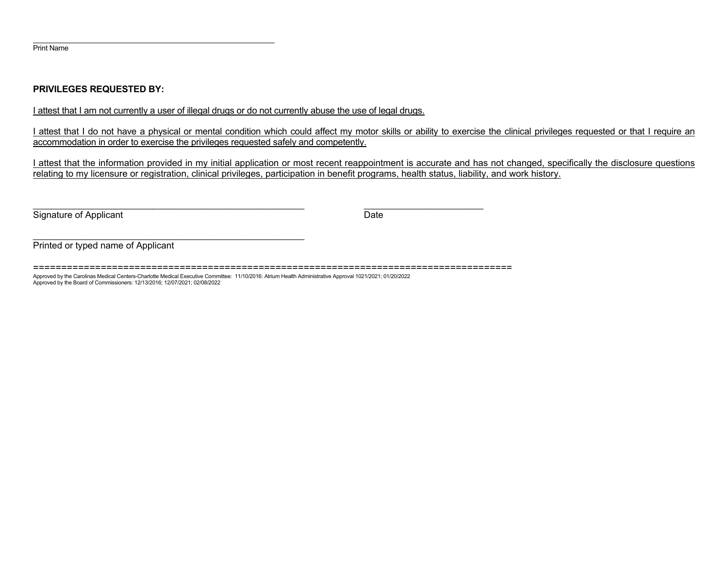\_\_\_\_\_\_\_\_\_\_\_\_\_\_\_\_\_\_\_\_\_\_\_\_\_\_\_\_\_\_\_\_\_\_\_\_\_\_\_\_\_\_\_\_\_\_\_\_\_\_\_\_

Print Name

**PRIVILEGES REQUESTED BY:**

I attest that I am not currently a user of illegal drugs or do not currently abuse the use of legal drugs.

I attest that I do not have a physical or mental condition which could affect my motor skills or ability to exercise the clinical privileges requested or that I require an accommodation in order to exercise the privileges requested safely and competently.

I attest that the information provided in my initial application or most recent reappointment is accurate and has not changed, specifically the disclosure questions relating to my licensure or registration, clinical privileges, participation in benefit programs, health status, liability, and work history.

\_\_\_\_\_\_\_\_\_\_\_\_\_\_\_\_\_\_\_\_\_\_\_\_\_\_\_\_\_\_\_\_\_\_\_\_\_\_\_\_\_\_\_\_\_\_\_\_\_\_\_\_\_\_\_\_ \_\_\_\_\_\_\_\_\_\_\_\_\_\_\_\_\_\_\_\_\_\_\_\_\_\_

Signature of Applicant Date

\_\_\_\_\_\_\_\_\_\_\_\_\_\_\_\_\_\_\_\_\_\_\_\_\_\_\_\_\_\_\_\_\_\_\_\_\_\_\_\_\_\_\_\_\_\_\_\_\_\_\_\_\_\_\_\_

Printed or typed name of Applicant

=====================================================================================

Approved by the Carolinas Medical Centers-Charlotte Medical Executive Committee: 11/10/2016: Atrium Health Administrative Approval 1021/2021; 01/20/2022
Approved by the Board of Commissioners: 12/13/2016; 12/07/2021; 02/08/2022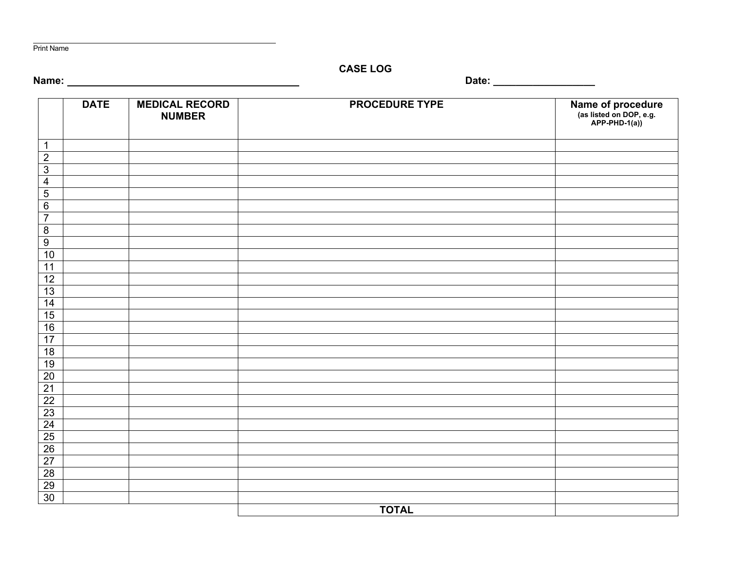______________________________________________
Print Name

# CASE LOG

**Name:** ______________________________________ **Date:** __________________

| | DATE | MEDICAL RECORD NUMBER | PROCEDURE TYPE | Name of procedure (as listed on DOP, e.g. APP-PHD-1(a)) |
|---|---|---|---|---|
| 1 | | | | |
| 2 | | | | |
| 3 | | | | |
| 4 | | | | |
| 5 | | | | |
| 6 | | | | |
| 7 | | | | |
| 8 | | | | |
| 9 | | | | |
| 10 | | | | |
| 11 | | | | |
| 12 | | | | |
| 13 | | | | |
| 14 | | | | |
| 15 | | | | |
| 16 | | | | |
| 17 | | | | |
| 18 | | | | |
| 19 | | | | |
| 20 | | | | |
| 21 | | | | |
| 22 | | | | |
| 23 | | | | |
| 24 | | | | |
| 25 | | | | |
| 26 | | | | |
| 27 | | | | |
| 28 | | | | |
| 29 | | | | |
| 30 | | | | |
| | | | **TOTAL** | |